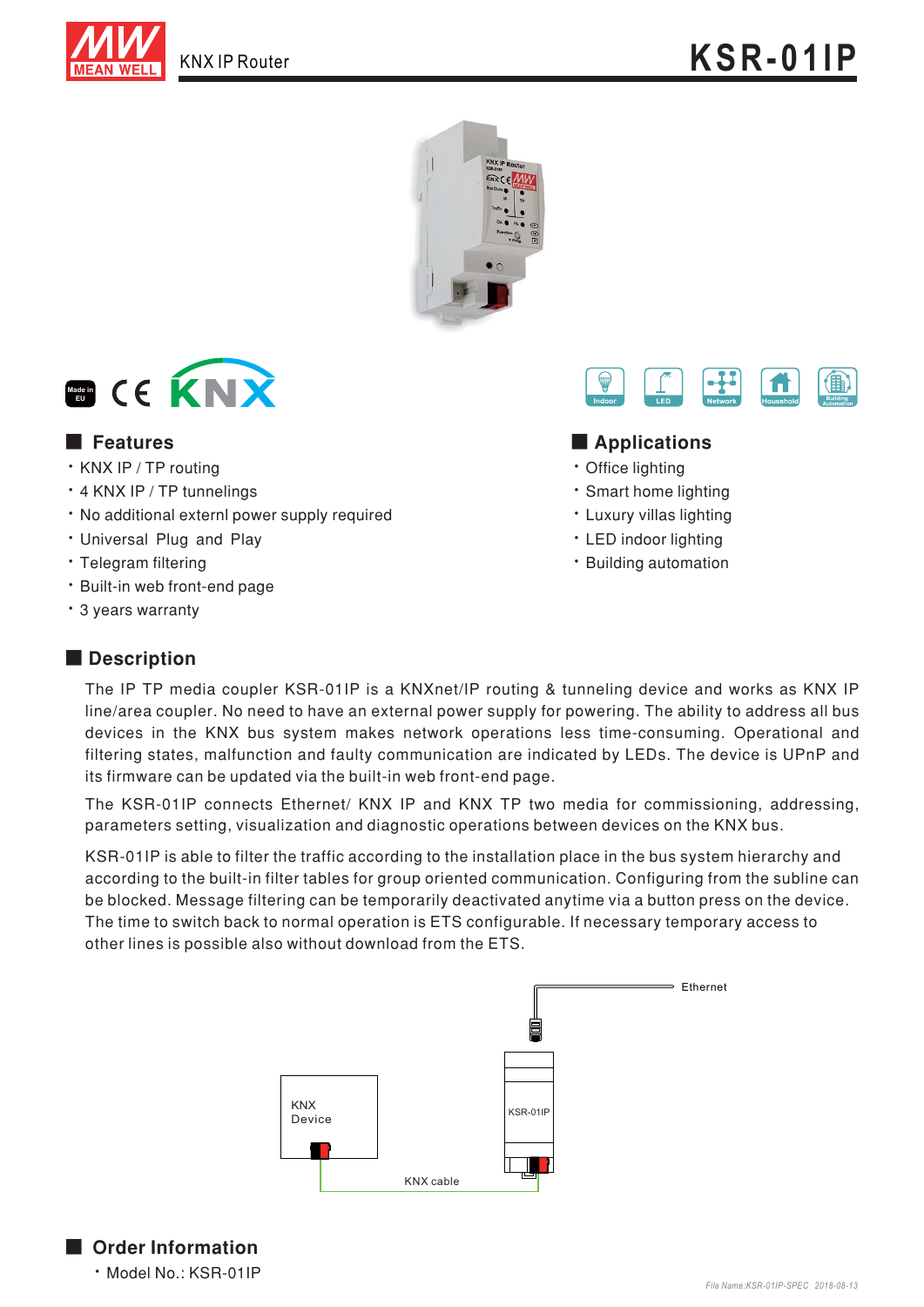KNX IP Router

# KSR-01IP

## Features

- KNX IP / TP routing
- 4 KNX IP / TP tunnelings
- No additional externl power supply required
- Universal Plug and Play
- Telegram filtering
- Built-in web front-end page
- 3 years warranty

## Applications

- Office lighting
- Smart home lighting
- Luxury villas lighting
- LED indoor lighting
- Building automation

## Description

The IP TP media coupler KSR-01IP is a KNXnet/IP routing & tunneling device and works as KNX IP line/area coupler. No need to have an external power supply for powering. The ability to address all bus devices in the KNX bus system makes network operations less time-consuming. Operational and filtering states, malfunction and faulty communication are indicated by LEDs. The device is UPnP and its firmware can be updated via the built-in web front-end page.

The KSR-01IP connects Ethernet/ KNX IP and KNX TP two media for commissioning, addressing, parameters setting, visualization and diagnostic operations between devices on the KNX bus.

KSR-01IP is able to filter the traffic according to the installation place in the bus system hierarchy and according to the built-in filter tables for group oriented communication. Configuring from the subline can be blocked. Message filtering can be temporarily deactivated anytime via a button press on the device. The time to switch back to normal operation is ETS configurable. If necessary temporary access to other lines is possible also without download from the ETS.

## Order Information

- Model No.: KSR-01IP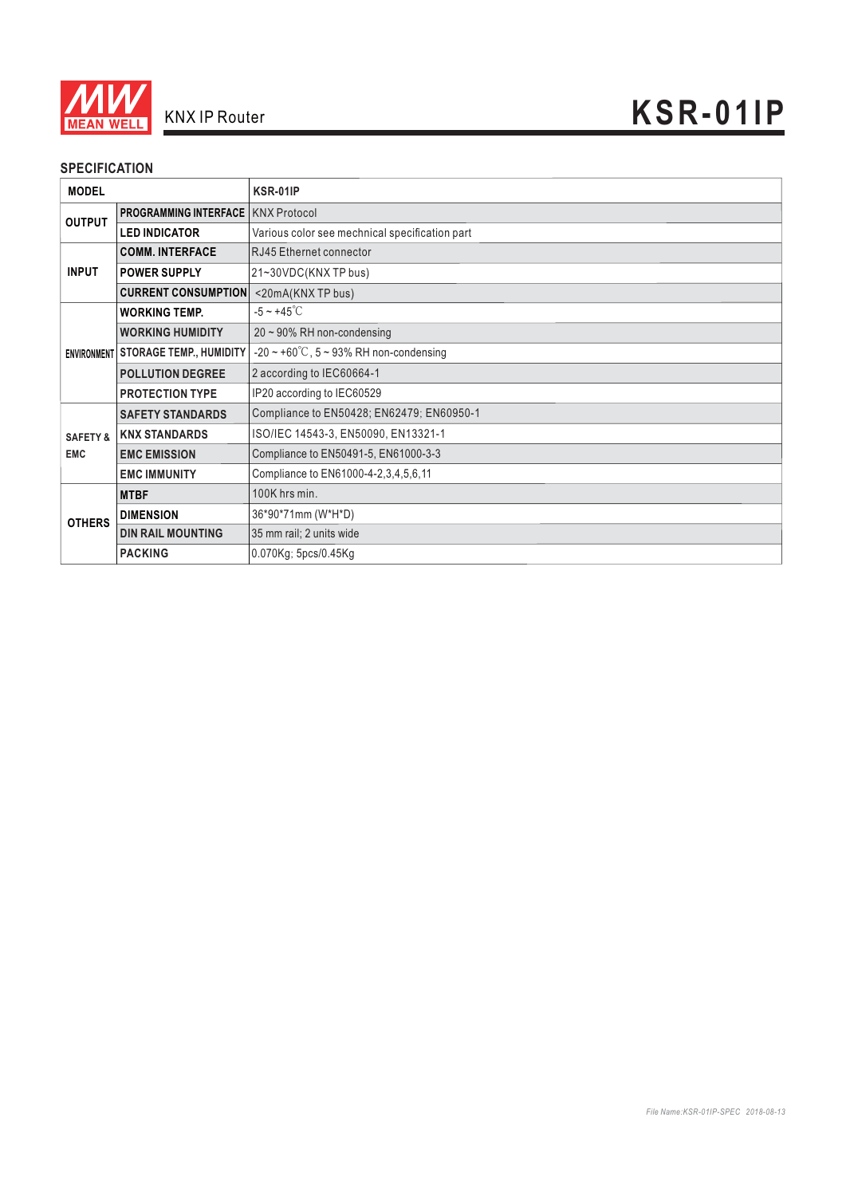KNX IP Router

# KSR-01IP

## SPECIFICATION

| MODEL | | KSR-01IP |
|---|---|---|
| OUTPUT | PROGRAMMING INTERFACE | KNX Protocol |
| | LED INDICATOR | Various color see mechnical specification part |
| INPUT | COMM. INTERFACE | RJ45 Ethernet connector |
| | POWER SUPPLY | 21~30VDC(KNX TP bus) |
| | CURRENT CONSUMPTION | <20mA(KNX TP bus) |
| ENVIRONMENT | WORKING TEMP. | -5 ~ +45℃ |
| | WORKING HUMIDITY | 20 ~ 90% RH non-condensing |
| | STORAGE TEMP., HUMIDITY | -20 ~ +60℃, 5 ~ 93% RH non-condensing |
| | POLLUTION DEGREE | 2 according to IEC60664-1 |
| | PROTECTION TYPE | IP20 according to IEC60529 |
| SAFETY & EMC | SAFETY STANDARDS | Compliance to EN50428; EN62479; EN60950-1 |
| | KNX STANDARDS | ISO/IEC 14543-3, EN50090, EN13321-1 |
| | EMC EMISSION | Compliance to EN50491-5, EN61000-3-3 |
| | EMC IMMUNITY | Compliance to EN61000-4-2,3,4,5,6,11 |
| OTHERS | MTBF | 100K hrs min. |
| | DIMENSION | 36*90*71mm (W*H*D) |
| | DIN RAIL MOUNTING | 35 mm rail; 2 units wide |
| | PACKING | 0.070Kg; 5pcs/0.45Kg |

*File Name:KSR-01IP-SPEC 2018-08-13*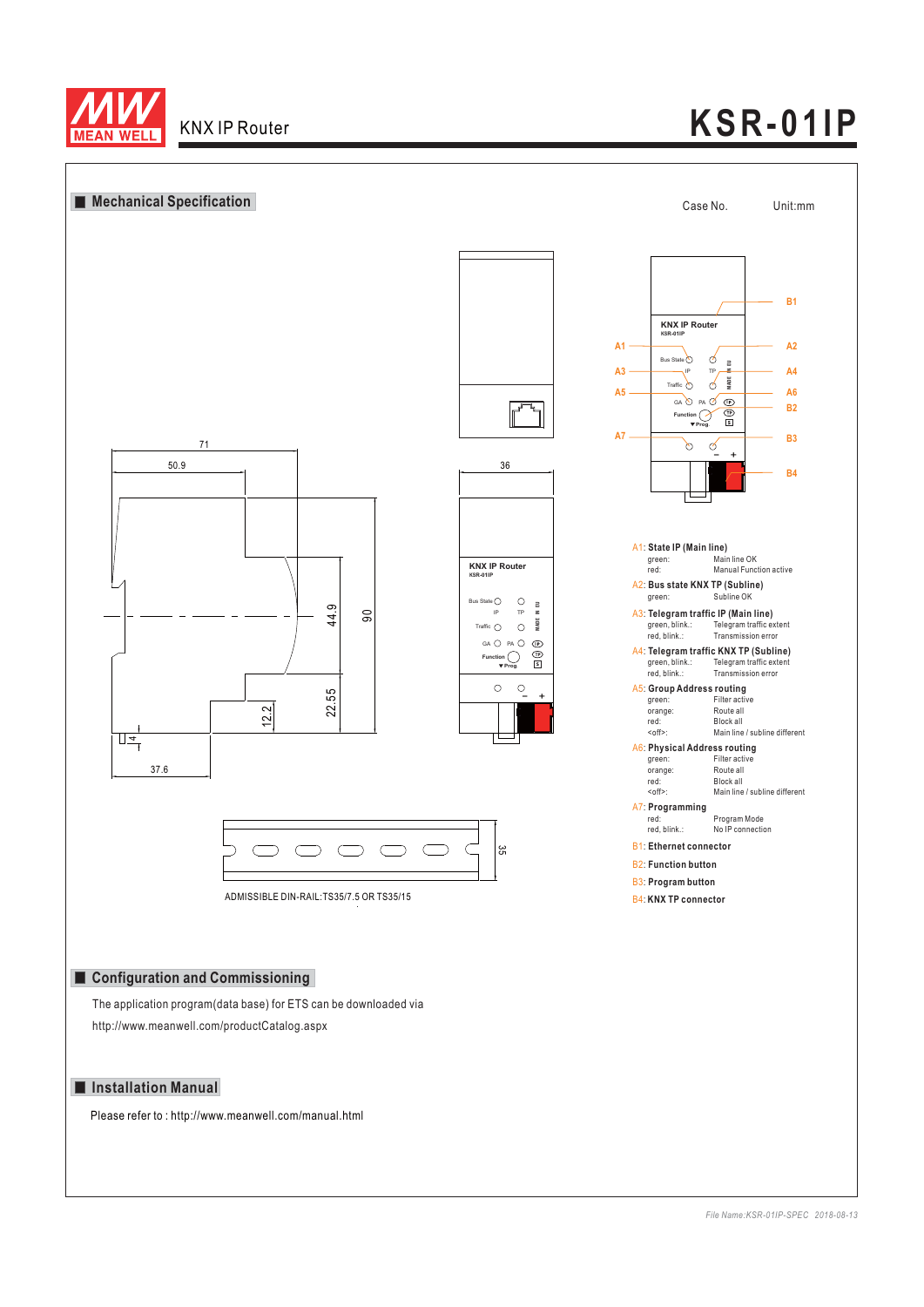KNX IP Router

# KSR-01IP

## Mechanical Specification

Case No. Unit:mm

71
50.9
36
44.9
90
22.55
12.2
4
37.6
35

ADMISSIBLE DIN-RAIL:TS35/7.5 OR TS35/15

A1: State IP (Main line)
- green: Main line OK
- red: Manual Function active

A2: Bus state KNX TP (Subline)
- green: Subline OK

A3: Telegram traffic IP (Main line)
- green, blink.: Telegram traffic extent
- red, blink.: Transmission error

A4: Telegram traffic KNX TP (Subline)
- green, blink.: Telegram traffic extent
- red, blink.: Transmission error

A5: Group Address routing
- green: Filter active
- orange: Route all
- red: Block all
- <off>: Main line / subline different

A6: Physical Address routing
- green: Filter active
- orange: Route all
- red: Block all
- <off>: Main line / subline different

A7: Programming
- red: Program Mode
- red, blink.: No IP connection

B1: Ethernet connector

B2: Function button

B3: Program button

B4: KNX TP connector

## Configuration and Commissioning

The application program(data base) for ETS can be downloaded via http://www.meanwell.com/productCatalog.aspx

## Installation Manual

Please refer to : http://www.meanwell.com/manual.html

File Name:KSR-01IP-SPEC 2018-08-13